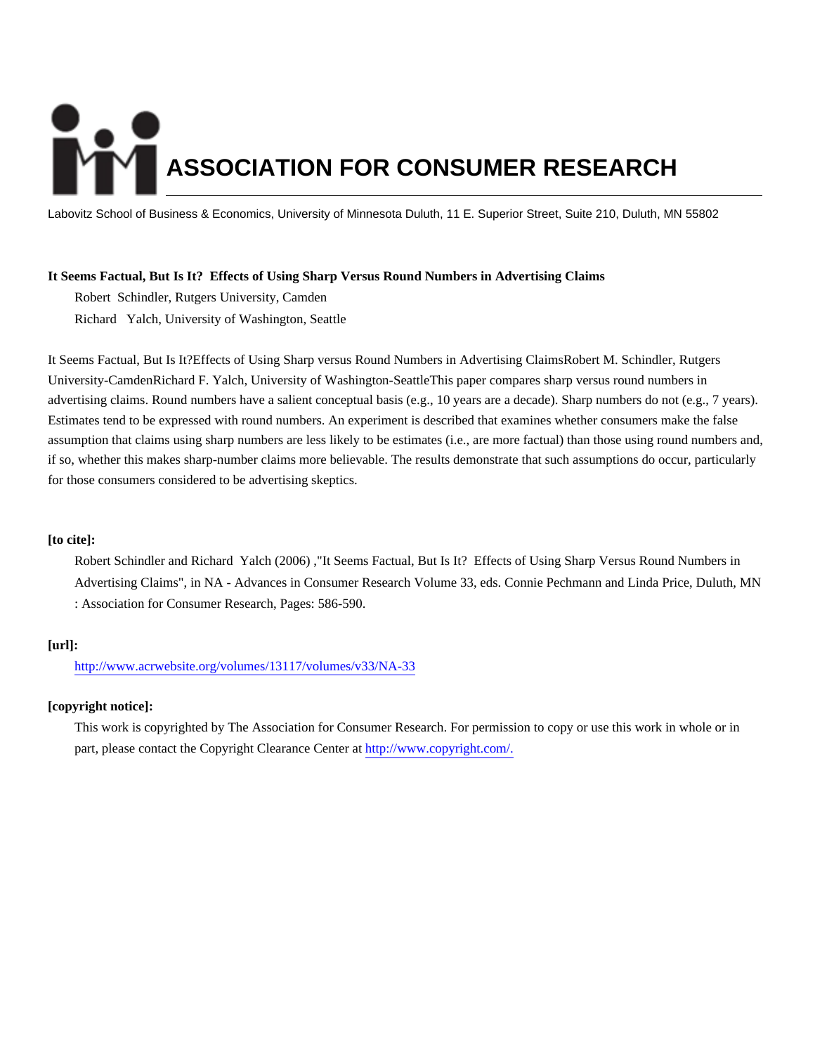# ASSOCIATION FOR CONSUMER RESEARCH

Labovitz School of Business & Economics, University of Minnesota Duluth, 11 E. Superior Street, Suite 210, Duluth, MN 55802

**It Seems Factual, But Is It? Effects of Using Sharp Versus Round Numbers in Advertising Claims**

Robert Schindler, Rutgers University, Camden

Richard Yalch, University of Washington, Seattle

It Seems Factual, But Is It?Effects of Using Sharp versus Round Numbers in Advertising ClaimsRobert M. Schindler, Rutgers University-CamdenRichard F. Yalch, University of Washington-SeattleThis paper compares sharp versus round numbers in advertising claims. Round numbers have a salient conceptual basis (e.g., 10 years are a decade). Sharp numbers do not (e.g., 7 years). Estimates tend to be expressed with round numbers. An experiment is described that examines whether consumers make the false assumption that claims using sharp numbers are less likely to be estimates (i.e., are more factual) than those using round numbers and, if so, whether this makes sharp-number claims more believable. The results demonstrate that such assumptions do occur, particularly for those consumers considered to be advertising skeptics.

**[to cite]:**

Robert Schindler and Richard Yalch (2006) ,"It Seems Factual, But Is It? Effects of Using Sharp Versus Round Numbers in Advertising Claims", in NA - Advances in Consumer Research Volume 33, eds. Connie Pechmann and Linda Price, Duluth, MN : Association for Consumer Research, Pages: 586-590.

**[url]:**

http://www.acrwebsite.org/volumes/13117/volumes/v33/NA-33

**[copyright notice]:**

This work is copyrighted by The Association for Consumer Research. For permission to copy or use this work in whole or in part, please contact the Copyright Clearance Center at http://www.copyright.com/.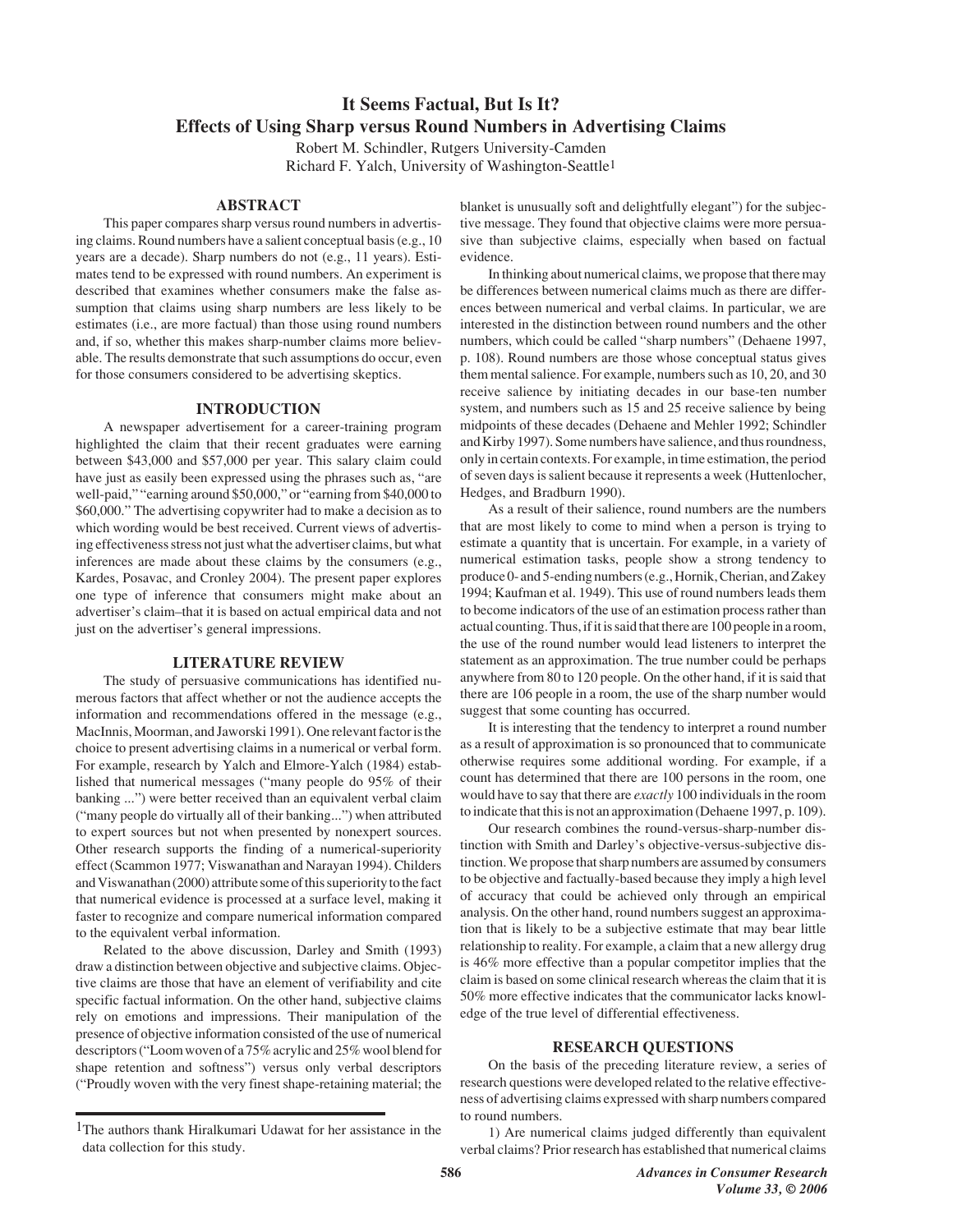# It Seems Factual, But Is It? Effects of Using Sharp versus Round Numbers in Advertising Claims

Robert M. Schindler, Rutgers University-Camden
Richard F. Yalch, University of Washington-Seattle[1]

## ABSTRACT

This paper compares sharp versus round numbers in advertising claims. Round numbers have a salient conceptual basis (e.g., 10 years are a decade). Sharp numbers do not (e.g., 11 years). Estimates tend to be expressed with round numbers. An experiment is described that examines whether consumers make the false assumption that claims using sharp numbers are less likely to be estimates (i.e., are more factual) than those using round numbers and, if so, whether this makes sharp-number claims more believable. The results demonstrate that such assumptions do occur, even for those consumers considered to be advertising skeptics.

## INTRODUCTION

A newspaper advertisement for a career-training program highlighted the claim that their recent graduates were earning between \$43,000 and \$57,000 per year. This salary claim could have just as easily been expressed using the phrases such as, "are well-paid," "earning around \$50,000," or "earning from \$40,000 to \$60,000." The advertising copywriter had to make a decision as to which wording would be best received. Current views of advertising effectiveness stress not just what the advertiser claims, but what inferences are made about these claims by the consumers (e.g., Kardes, Posavac, and Cronley 2004). The present paper explores one type of inference that consumers might make about an advertiser's claim–that it is based on actual empirical data and not just on the advertiser's general impressions.

## LITERATURE REVIEW

The study of persuasive communications has identified numerous factors that affect whether or not the audience accepts the information and recommendations offered in the message (e.g., MacInnis, Moorman, and Jaworski 1991). One relevant factor is the choice to present advertising claims in a numerical or verbal form. For example, research by Yalch and Elmore-Yalch (1984) established that numerical messages ("many people do 95% of their banking ...") were better received than an equivalent verbal claim ("many people do virtually all of their banking...") when attributed to expert sources but not when presented by nonexpert sources. Other research supports the finding of a numerical-superiority effect (Scammon 1977; Viswanathan and Narayan 1994). Childers and Viswanathan (2000) attribute some of this superiority to the fact that numerical evidence is processed at a surface level, making it faster to recognize and compare numerical information compared to the equivalent verbal information.

Related to the above discussion, Darley and Smith (1993) draw a distinction between objective and subjective claims. Objective claims are those that have an element of verifiability and cite specific factual information. On the other hand, subjective claims rely on emotions and impressions. Their manipulation of the presence of objective information consisted of the use of numerical descriptors ("Loom woven of a 75% acrylic and 25% wool blend for shape retention and softness") versus only verbal descriptors ("Proudly woven with the very finest shape-retaining material; the blanket is unusually soft and delightfully elegant") for the subjective message. They found that objective claims were more persuasive than subjective claims, especially when based on factual evidence.

In thinking about numerical claims, we propose that there may be differences between numerical claims much as there are differences between numerical and verbal claims. In particular, we are interested in the distinction between round numbers and the other numbers, which could be called "sharp numbers" (Dehaene 1997, p. 108). Round numbers are those whose conceptual status gives them mental salience. For example, numbers such as 10, 20, and 30 receive salience by initiating decades in our base-ten number system, and numbers such as 15 and 25 receive salience by being midpoints of these decades (Dehaene and Mehler 1992; Schindler and Kirby 1997). Some numbers have salience, and thus roundness, only in certain contexts. For example, in time estimation, the period of seven days is salient because it represents a week (Huttenlocher, Hedges, and Bradburn 1990).

As a result of their salience, round numbers are the numbers that are most likely to come to mind when a person is trying to estimate a quantity that is uncertain. For example, in a variety of numerical estimation tasks, people show a strong tendency to produce 0- and 5-ending numbers (e.g., Hornik, Cherian, and Zakey 1994; Kaufman et al. 1949). This use of round numbers leads them to become indicators of the use of an estimation process rather than actual counting. Thus, if it is said that there are 100 people in a room, the use of the round number would lead listeners to interpret the statement as an approximation. The true number could be perhaps anywhere from 80 to 120 people. On the other hand, if it is said that there are 106 people in a room, the use of the sharp number would suggest that some counting has occurred.

It is interesting that the tendency to interpret a round number as a result of approximation is so pronounced that to communicate otherwise requires some additional wording. For example, if a count has determined that there are 100 persons in the room, one would have to say that there are *exactly* 100 individuals in the room to indicate that this is not an approximation (Dehaene 1997, p. 109).

Our research combines the round-versus-sharp-number distinction with Smith and Darley's objective-versus-subjective distinction. We propose that sharp numbers are assumed by consumers to be objective and factually-based because they imply a high level of accuracy that could be achieved only through an empirical analysis. On the other hand, round numbers suggest an approximation that is likely to be a subjective estimate that may bear little relationship to reality. For example, a claim that a new allergy drug is 46% more effective than a popular competitor implies that the claim is based on some clinical research whereas the claim that it is 50% more effective indicates that the communicator lacks knowledge of the true level of differential effectiveness.

## RESEARCH QUESTIONS

On the basis of the preceding literature review, a series of research questions were developed related to the relative effectiveness of advertising claims expressed with sharp numbers compared to round numbers.

1) Are numerical claims judged differently than equivalent verbal claims? Prior research has established that numerical claims

---

[1] The authors thank Hiralkumari Udawat for her assistance in the data collection for this study.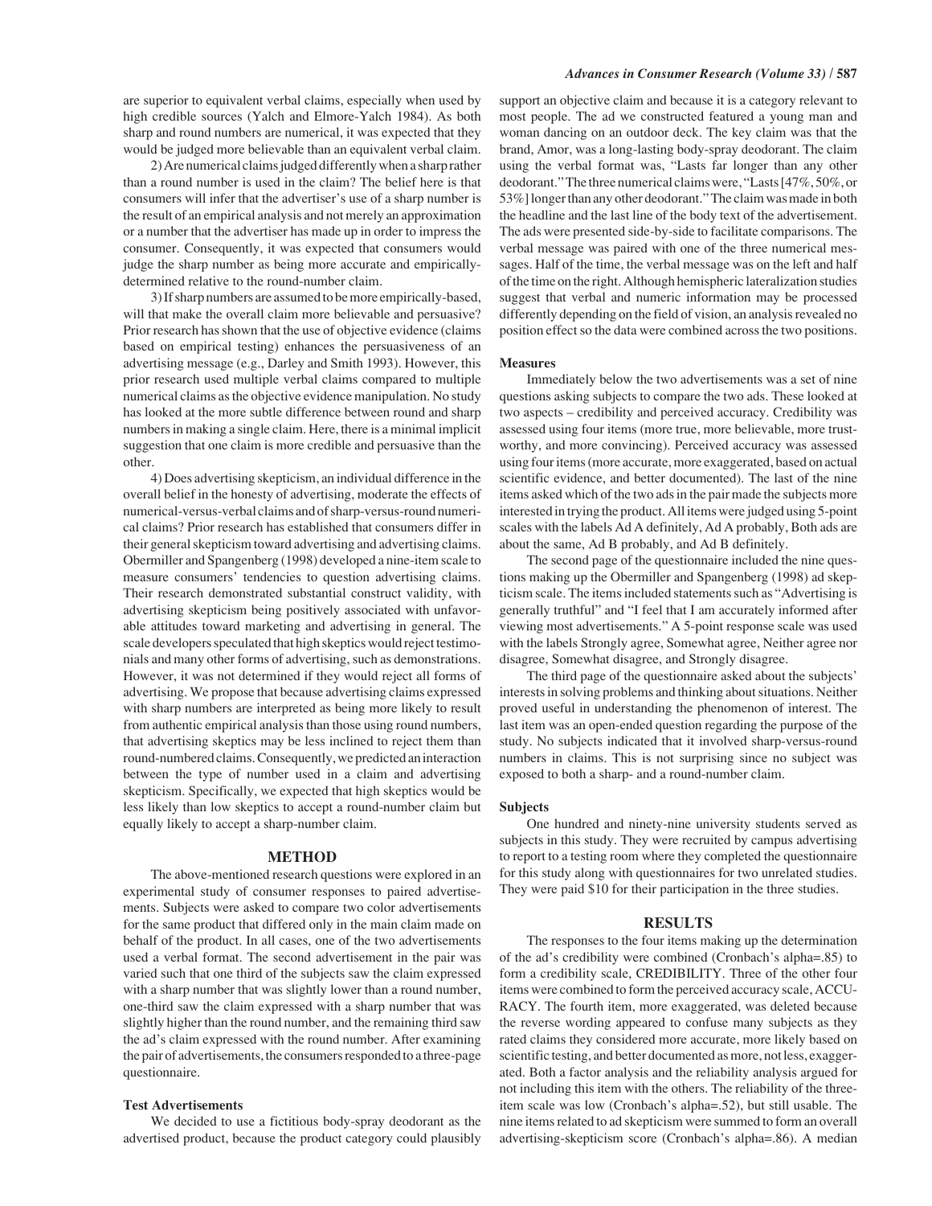are superior to equivalent verbal claims, especially when used by high credible sources (Yalch and Elmore-Yalch 1984). As both sharp and round numbers are numerical, it was expected that they would be judged more believable than an equivalent verbal claim.

2) Are numerical claims judged differently when a sharp rather than a round number is used in the claim? The belief here is that consumers will infer that the advertiser's use of a sharp number is the result of an empirical analysis and not merely an approximation or a number that the advertiser has made up in order to impress the consumer. Consequently, it was expected that consumers would judge the sharp number as being more accurate and empirically-determined relative to the round-number claim.

3) If sharp numbers are assumed to be more empirically-based, will that make the overall claim more believable and persuasive? Prior research has shown that the use of objective evidence (claims based on empirical testing) enhances the persuasiveness of an advertising message (e.g., Darley and Smith 1993). However, this prior research used multiple verbal claims compared to multiple numerical claims as the objective evidence manipulation. No study has looked at the more subtle difference between round and sharp numbers in making a single claim. Here, there is a minimal implicit suggestion that one claim is more credible and persuasive than the other.

4) Does advertising skepticism, an individual difference in the overall belief in the honesty of advertising, moderate the effects of numerical-versus-verbal claims and of sharp-versus-round numerical claims? Prior research has established that consumers differ in their general skepticism toward advertising and advertising claims. Obermiller and Spangenberg (1998) developed a nine-item scale to measure consumers' tendencies to question advertising claims. Their research demonstrated substantial construct validity, with advertising skepticism being positively associated with unfavorable attitudes toward marketing and advertising in general. The scale developers speculated that high skeptics would reject testimonials and many other forms of advertising, such as demonstrations. However, it was not determined if they would reject all forms of advertising. We propose that because advertising claims expressed with sharp numbers are interpreted as being more likely to result from authentic empirical analysis than those using round numbers, that advertising skeptics may be less inclined to reject them than round-numbered claims. Consequently, we predicted an interaction between the type of number used in a claim and advertising skepticism. Specifically, we expected that high skeptics would be less likely than low skeptics to accept a round-number claim but equally likely to accept a sharp-number claim.

## METHOD

The above-mentioned research questions were explored in an experimental study of consumer responses to paired advertisements. Subjects were asked to compare two color advertisements for the same product that differed only in the main claim made on behalf of the product. In all cases, one of the two advertisements used a verbal format. The second advertisement in the pair was varied such that one third of the subjects saw the claim expressed with a sharp number that was slightly lower than a round number, one-third saw the claim expressed with a sharp number that was slightly higher than the round number, and the remaining third saw the ad's claim expressed with the round number. After examining the pair of advertisements, the consumers responded to a three-page questionnaire.

### Test Advertisements

We decided to use a fictitious body-spray deodorant as the advertised product, because the product category could plausibly support an objective claim and because it is a category relevant to most people. The ad we constructed featured a young man and woman dancing on an outdoor deck. The key claim was that the brand, Amor, was a long-lasting body-spray deodorant. The claim using the verbal format was, "Lasts far longer than any other deodorant." The three numerical claims were, "Lasts [47%, 50%, or 53%] longer than any other deodorant." The claim was made in both the headline and the last line of the body text of the advertisement. The ads were presented side-by-side to facilitate comparisons. The verbal message was paired with one of the three numerical messages. Half of the time, the verbal message was on the left and half of the time on the right. Although hemispheric lateralization studies suggest that verbal and numeric information may be processed differently depending on the field of vision, an analysis revealed no position effect so the data were combined across the two positions.

### Measures

Immediately below the two advertisements was a set of nine questions asking subjects to compare the two ads. These looked at two aspects – credibility and perceived accuracy. Credibility was assessed using four items (more true, more believable, more trustworthy, and more convincing). Perceived accuracy was assessed using four items (more accurate, more exaggerated, based on actual scientific evidence, and better documented). The last of the nine items asked which of the two ads in the pair made the subjects more interested in trying the product. All items were judged using 5-point scales with the labels Ad A definitely, Ad A probably, Both ads are about the same, Ad B probably, and Ad B definitely.

The second page of the questionnaire included the nine questions making up the Obermiller and Spangenberg (1998) ad skepticism scale. The items included statements such as "Advertising is generally truthful" and "I feel that I am accurately informed after viewing most advertisements." A 5-point response scale was used with the labels Strongly agree, Somewhat agree, Neither agree nor disagree, Somewhat disagree, and Strongly disagree.

The third page of the questionnaire asked about the subjects' interests in solving problems and thinking about situations. Neither proved useful in understanding the phenomenon of interest. The last item was an open-ended question regarding the purpose of the study. No subjects indicated that it involved sharp-versus-round numbers in claims. This is not surprising since no subject was exposed to both a sharp- and a round-number claim.

### Subjects

One hundred and ninety-nine university students served as subjects in this study. They were recruited by campus advertising to report to a testing room where they completed the questionnaire for this study along with questionnaires for two unrelated studies. They were paid $10 for their participation in the three studies.

## RESULTS

The responses to the four items making up the determination of the ad's credibility were combined (Cronbach's alpha=.85) to form a credibility scale, CREDIBILITY. Three of the other four items were combined to form the perceived accuracy scale, ACCURACY. The fourth item, more exaggerated, was deleted because the reverse wording appeared to confuse many subjects as they rated claims they considered more accurate, more likely based on scientific testing, and better documented as more, not less, exaggerated. Both a factor analysis and the reliability analysis argued for not including this item with the others. The reliability of the three-item scale was low (Cronbach's alpha=.52), but still usable. The nine items related to ad skepticism were summed to form an overall advertising-skepticism score (Cronbach's alpha=.86). A median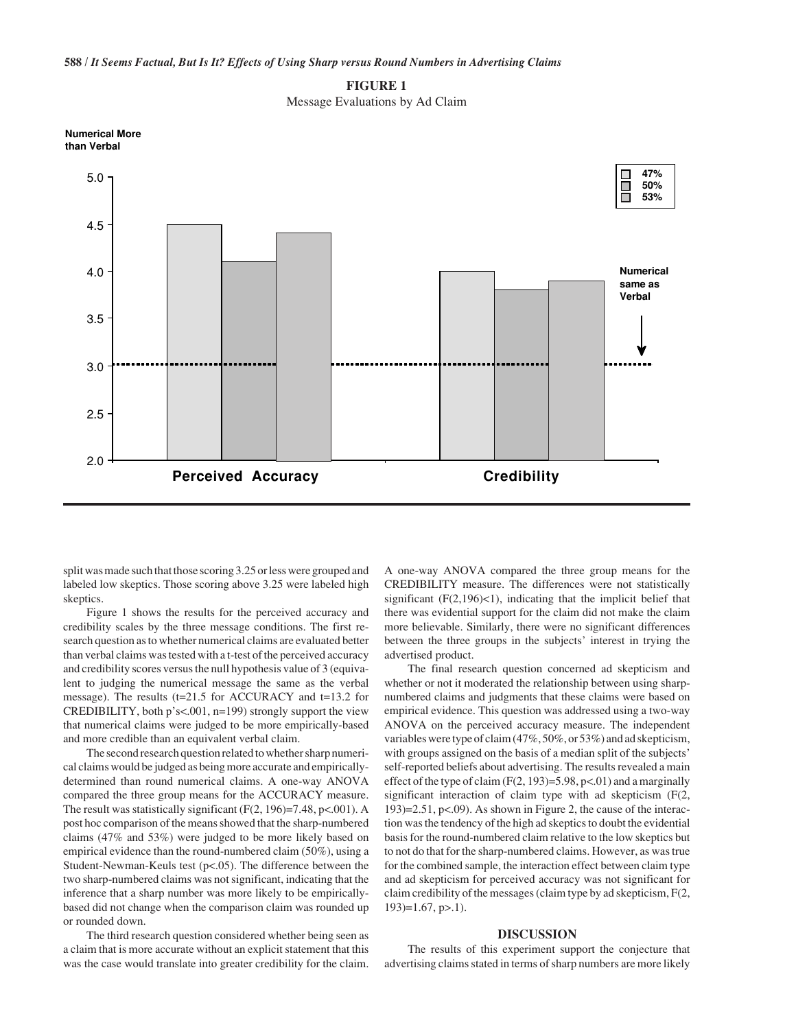**FIGURE 1**
Message Evaluations by Ad Claim

split was made such that those scoring 3.25 or less were grouped and labeled low skeptics. Those scoring above 3.25 were labeled high skeptics.

Figure 1 shows the results for the perceived accuracy and credibility scales by the three message conditions. The first research question as to whether numerical claims are evaluated better than verbal claims was tested with a t-test of the perceived accuracy and credibility scores versus the null hypothesis value of 3 (equivalent to judging the numerical message the same as the verbal message). The results ($t=21.5$ for ACCURACY and $t=13.2$ for CREDIBILITY, both $p$'s$<.001$, $n=199$) strongly support the view that numerical claims were judged to be more empirically-based and more credible than an equivalent verbal claim.

The second research question related to whether sharp numerical claims would be judged as being more accurate and empirically-determined than round numerical claims. A one-way ANOVA compared the three group means for the ACCURACY measure. The result was statistically significant ($F(2, 196)=7.48$, $p<.001$). A post hoc comparison of the means showed that the sharp-numbered claims (47% and 53%) were judged to be more likely based on empirical evidence than the round-numbered claim (50%), using a Student-Newman-Keuls test ($p<.05$). The difference between the two sharp-numbered claims was not significant, indicating that the inference that a sharp number was more likely to be empirically-based did not change when the comparison claim was rounded up or rounded down.

The third research question considered whether being seen as a claim that is more accurate without an explicit statement that this was the case would translate into greater credibility for the claim. A one-way ANOVA compared the three group means for the CREDIBILITY measure. The differences were not statistically significant ($F(2,196)<1$), indicating that the implicit belief that there was evidential support for the claim did not make the claim more believable. Similarly, there were no significant differences between the three groups in the subjects' interest in trying the advertised product.

The final research question concerned ad skepticism and whether or not it moderated the relationship between using sharp-numbered claims and judgments that these claims were based on empirical evidence. This question was addressed using a two-way ANOVA on the perceived accuracy measure. The independent variables were type of claim (47%, 50%, or 53%) and ad skepticism, with groups assigned on the basis of a median split of the subjects' self-reported beliefs about advertising. The results revealed a main effect of the type of claim ($F(2, 193)=5.98$, $p<.01$) and a marginally significant interaction of claim type with ad skepticism ($F(2, 193)=2.51$, $p<.09$). As shown in Figure 2, the cause of the interaction was the tendency of the high ad skeptics to doubt the evidential basis for the round-numbered claim relative to the low skeptics but to not do that for the sharp-numbered claims. However, as was true for the combined sample, the interaction effect between claim type and ad skepticism for perceived accuracy was not significant for claim credibility of the messages (claim type by ad skepticism, $F(2, 193)=1.67$, $p>.1$).

## DISCUSSION

The results of this experiment support the conjecture that advertising claims stated in terms of sharp numbers are more likely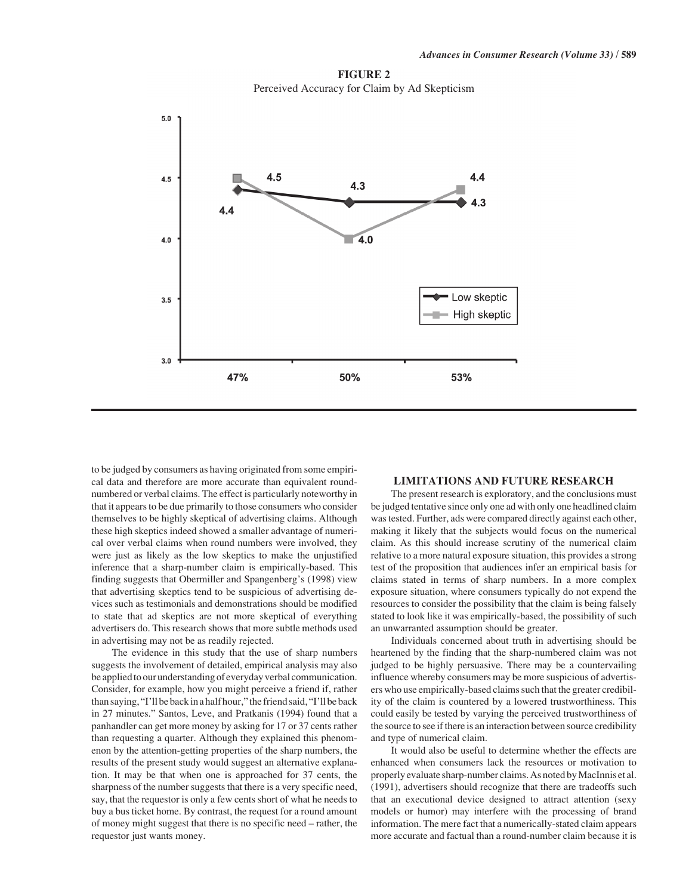**FIGURE 2**
Perceived Accuracy for Claim by Ad Skepticism

to be judged by consumers as having originated from some empirical data and therefore are more accurate than equivalent round-numbered or verbal claims. The effect is particularly noteworthy in that it appears to be due primarily to those consumers who consider themselves to be highly skeptical of advertising claims. Although these high skeptics indeed showed a smaller advantage of numerical over verbal claims when round numbers were involved, they were just as likely as the low skeptics to make the unjustified inference that a sharp-number claim is empirically-based. This finding suggests that Obermiller and Spangenberg's (1998) view that advertising skeptics tend to be suspicious of advertising devices such as testimonials and demonstrations should be modified to state that ad skeptics are not more skeptical of everything advertisers do. This research shows that more subtle methods used in advertising may not be as readily rejected.

The evidence in this study that the use of sharp numbers suggests the involvement of detailed, empirical analysis may also be applied to our understanding of everyday verbal communication. Consider, for example, how you might perceive a friend if, rather than saying, "I'll be back in a half hour," the friend said, "I'll be back in 27 minutes." Santos, Leve, and Pratkanis (1994) found that a panhandler can get more money by asking for 17 or 37 cents rather than requesting a quarter. Although they explained this phenomenon by the attention-getting properties of the sharp numbers, the results of the present study would suggest an alternative explanation. It may be that when one is approached for 37 cents, the sharpness of the number suggests that there is a very specific need, say, that the requestor is only a few cents short of what he needs to buy a bus ticket home. By contrast, the request for a round amount of money might suggest that there is no specific need – rather, the requestor just wants money.

## LIMITATIONS AND FUTURE RESEARCH

The present research is exploratory, and the conclusions must be judged tentative since only one ad with only one headlined claim was tested. Further, ads were compared directly against each other, making it likely that the subjects would focus on the numerical claim. As this should increase scrutiny of the numerical claim relative to a more natural exposure situation, this provides a strong test of the proposition that audiences infer an empirical basis for claims stated in terms of sharp numbers. In a more complex exposure situation, where consumers typically do not expend the resources to consider the possibility that the claim is being falsely stated to look like it was empirically-based, the possibility of such an unwarranted assumption should be greater.

Individuals concerned about truth in advertising should be heartened by the finding that the sharp-numbered claim was not judged to be highly persuasive. There may be a countervailing influence whereby consumers may be more suspicious of advertisers who use empirically-based claims such that the greater credibility of the claim is countered by a lowered trustworthiness. This could easily be tested by varying the perceived trustworthiness of the source to see if there is an interaction between source credibility and type of numerical claim.

It would also be useful to determine whether the effects are enhanced when consumers lack the resources or motivation to properly evaluate sharp-number claims. As noted by MacInnis et al. (1991), advertisers should recognize that there are tradeoffs such that an executional device designed to attract attention (sexy models or humor) may interfere with the processing of brand information. The mere fact that a numerically-stated claim appears more accurate and factual than a round-number claim because it is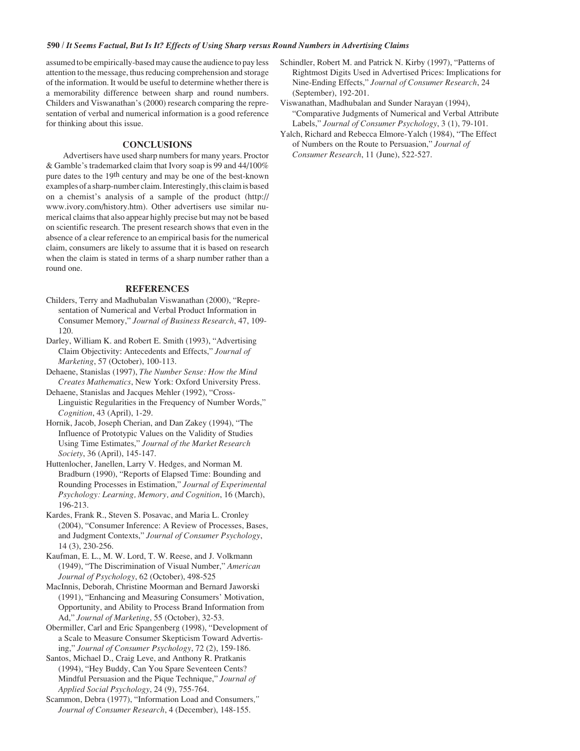assumed to be empirically-based may cause the audience to pay less attention to the message, thus reducing comprehension and storage of the information. It would be useful to determine whether there is a memorability difference between sharp and round numbers. Childers and Viswanathan's (2000) research comparing the representation of verbal and numerical information is a good reference for thinking about this issue.

## CONCLUSIONS

Advertisers have used sharp numbers for many years. Proctor & Gamble's trademarked claim that Ivory soap is 99 and 44/100% pure dates to the 19th century and may be one of the best-known examples of a sharp-number claim. Interestingly, this claim is based on a chemist's analysis of a sample of the product (http://www.ivory.com/history.htm). Other advertisers use similar numerical claims that also appear highly precise but may not be based on scientific research. The present research shows that even in the absence of a clear reference to an empirical basis for the numerical claim, consumers are likely to assume that it is based on research when the claim is stated in terms of a sharp number rather than a round one.

## REFERENCES

Childers, Terry and Madhubalan Viswanathan (2000), "Representation of Numerical and Verbal Product Information in Consumer Memory," *Journal of Business Research*, 47, 109-120.

Darley, William K. and Robert E. Smith (1993), "Advertising Claim Objectivity: Antecedents and Effects," *Journal of Marketing*, 57 (October), 100-113.

Dehaene, Stanislas (1997), *The Number Sense: How the Mind Creates Mathematics*, New York: Oxford University Press.

Dehaene, Stanislas and Jacques Mehler (1992), "Cross-Linguistic Regularities in the Frequency of Number Words," *Cognition*, 43 (April), 1-29.

Hornik, Jacob, Joseph Cherian, and Dan Zakey (1994), "The Influence of Prototypic Values on the Validity of Studies Using Time Estimates," *Journal of the Market Research Society*, 36 (April), 145-147.

Huttenlocher, Janellen, Larry V. Hedges, and Norman M. Bradburn (1990), "Reports of Elapsed Time: Bounding and Rounding Processes in Estimation," *Journal of Experimental Psychology: Learning, Memory, and Cognition*, 16 (March), 196-213.

Kardes, Frank R., Steven S. Posavac, and Maria L. Cronley (2004), "Consumer Inference: A Review of Processes, Bases, and Judgment Contexts," *Journal of Consumer Psychology*, 14 (3), 230-256.

Kaufman, E. L., M. W. Lord, T. W. Reese, and J. Volkmann (1949), "The Discrimination of Visual Number," *American Journal of Psychology*, 62 (October), 498-525

MacInnis, Deborah, Christine Moorman and Bernard Jaworski (1991), "Enhancing and Measuring Consumers' Motivation, Opportunity, and Ability to Process Brand Information from Ad," *Journal of Marketing*, 55 (October), 32-53.

Obermiller, Carl and Eric Spangenberg (1998), "Development of a Scale to Measure Consumer Skepticism Toward Advertising," *Journal of Consumer Psychology*, 72 (2), 159-186.

Santos, Michael D., Craig Leve, and Anthony R. Pratkanis (1994), "Hey Buddy, Can You Spare Seventeen Cents? Mindful Persuasion and the Pique Technique," *Journal of Applied Social Psychology*, 24 (9), 755-764.

Scammon, Debra (1977), "Information Load and Consumers," *Journal of Consumer Research*, 4 (December), 148-155.

Schindler, Robert M. and Patrick N. Kirby (1997), "Patterns of Rightmost Digits Used in Advertised Prices: Implications for Nine-Ending Effects," *Journal of Consumer Research*, 24 (September), 192-201.

Viswanathan, Madhubalan and Sunder Narayan (1994), "Comparative Judgments of Numerical and Verbal Attribute Labels," *Journal of Consumer Psychology*, 3 (1), 79-101.

Yalch, Richard and Rebecca Elmore-Yalch (1984), "The Effect of Numbers on the Route to Persuasion," *Journal of Consumer Research*, 11 (June), 522-527.